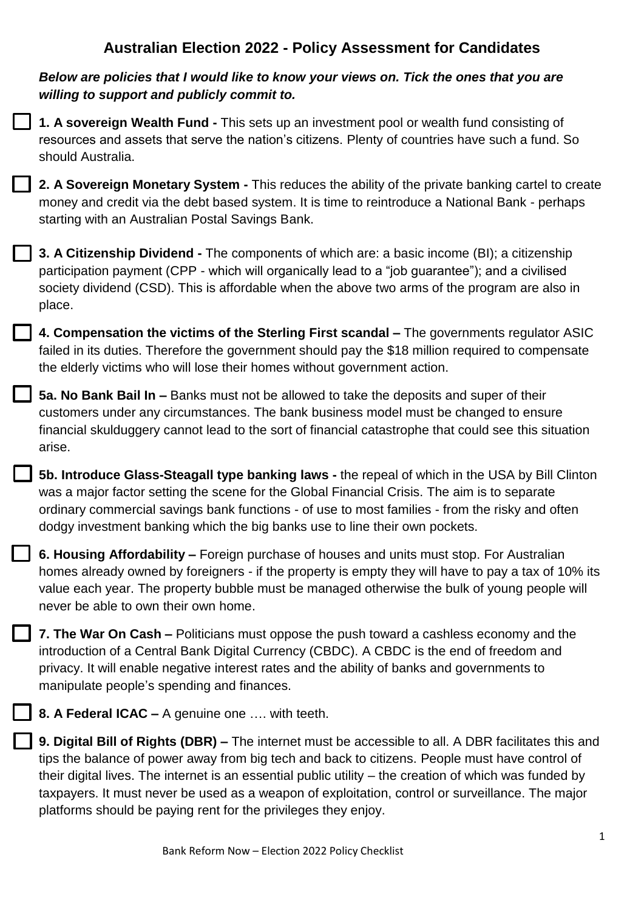# Australian Election 2022 - Policy Assessment for Candidates

***Below are policies that I would like to know your views on. Tick the ones that you are willing to support and publicly commit to.***

- [ ] **1. A sovereign Wealth Fund -** This sets up an investment pool or wealth fund consisting of resources and assets that serve the nation's citizens. Plenty of countries have such a fund. So should Australia.

- [ ] **2. A Sovereign Monetary System -** This reduces the ability of the private banking cartel to create money and credit via the debt based system. It is time to reintroduce a National Bank - perhaps starting with an Australian Postal Savings Bank.

- [ ] **3. A Citizenship Dividend -** The components of which are: a basic income (BI); a citizenship participation payment (CPP - which will organically lead to a "job guarantee"); and a civilised society dividend (CSD). This is affordable when the above two arms of the program are also in place.

- [ ] **4. Compensation the victims of the Sterling First scandal –** The governments regulator ASIC failed in its duties. Therefore the government should pay the $18 million required to compensate the elderly victims who will lose their homes without government action.

- [ ] **5a. No Bank Bail In –** Banks must not be allowed to take the deposits and super of their customers under any circumstances. The bank business model must be changed to ensure financial skulduggery cannot lead to the sort of financial catastrophe that could see this situation arise.

- [ ] **5b. Introduce Glass-Steagall type banking laws -** the repeal of which in the USA by Bill Clinton was a major factor setting the scene for the Global Financial Crisis. The aim is to separate ordinary commercial savings bank functions - of use to most families - from the risky and often dodgy investment banking which the big banks use to line their own pockets.

- [ ] **6. Housing Affordability –** Foreign purchase of houses and units must stop. For Australian homes already owned by foreigners - if the property is empty they will have to pay a tax of 10% its value each year. The property bubble must be managed otherwise the bulk of young people will never be able to own their own home.

- [ ] **7. The War On Cash –** Politicians must oppose the push toward a cashless economy and the introduction of a Central Bank Digital Currency (CBDC). A CBDC is the end of freedom and privacy. It will enable negative interest rates and the ability of banks and governments to manipulate people's spending and finances.

- [ ] **8. A Federal ICAC –** A genuine one …. with teeth.

- [ ] **9. Digital Bill of Rights (DBR) –** The internet must be accessible to all. A DBR facilitates this and tips the balance of power away from big tech and back to citizens. People must have control of their digital lives. The internet is an essential public utility – the creation of which was funded by taxpayers. It must never be used as a weapon of exploitation, control or surveillance. The major platforms should be paying rent for the privileges they enjoy.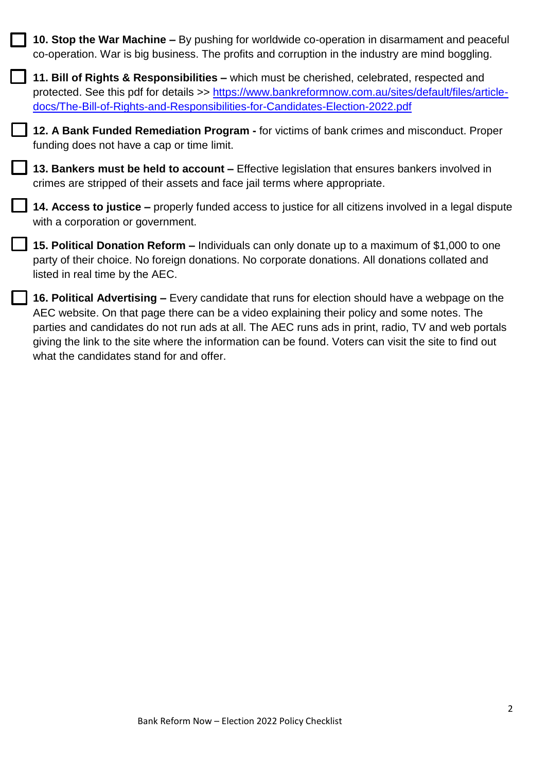- [ ] **10. Stop the War Machine –** By pushing for worldwide co-operation in disarmament and peaceful co-operation. War is big business. The profits and corruption in the industry are mind boggling.

- [ ] **11. Bill of Rights & Responsibilities –** which must be cherished, celebrated, respected and protected. See this pdf for details >> [https://www.bankreformnow.com.au/sites/default/files/article-docs/The-Bill-of-Rights-and-Responsibilities-for-Candidates-Election-2022.pdf](https://www.bankreformnow.com.au/sites/default/files/article-docs/The-Bill-of-Rights-and-Responsibilities-for-Candidates-Election-2022.pdf)

- [ ] **12. A Bank Funded Remediation Program -** for victims of bank crimes and misconduct. Proper funding does not have a cap or time limit.

- [ ] **13. Bankers must be held to account –** Effective legislation that ensures bankers involved in crimes are stripped of their assets and face jail terms where appropriate.

- [ ] **14. Access to justice –** properly funded access to justice for all citizens involved in a legal dispute with a corporation or government.

- [ ] **15. Political Donation Reform –** Individuals can only donate up to a maximum of $1,000 to one party of their choice. No foreign donations. No corporate donations. All donations collated and listed in real time by the AEC.

- [ ] **16. Political Advertising –** Every candidate that runs for election should have a webpage on the AEC website. On that page there can be a video explaining their policy and some notes. The parties and candidates do not run ads at all. The AEC runs ads in print, radio, TV and web portals giving the link to the site where the information can be found. Voters can visit the site to find out what the candidates stand for and offer.